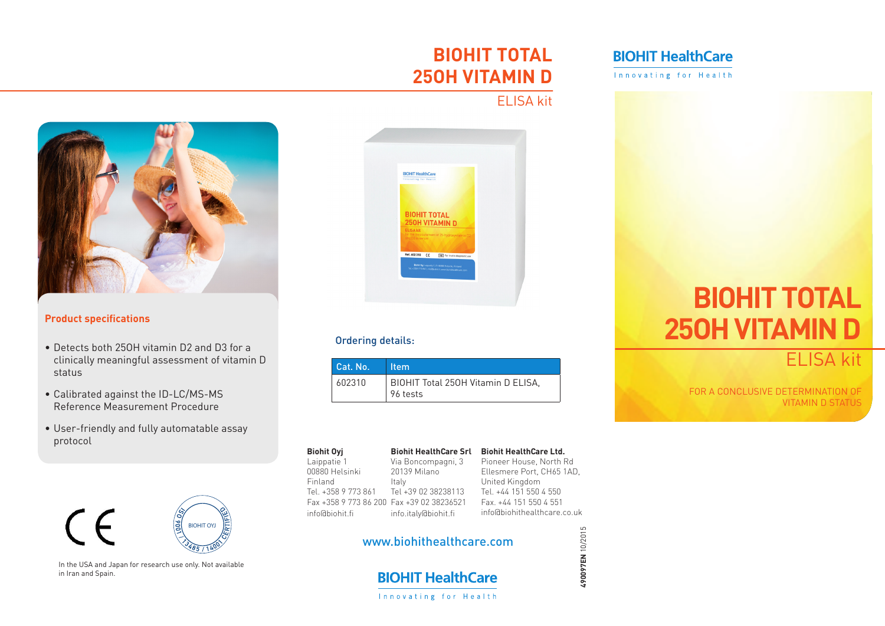# BIOHIT TOTAL 25OH VITAMIN D

ELISA kit

## Product specifications

- Detects both 25OH vitamin D2 and D3 for a clinically meaningful assessment of vitamin D status
- Calibrated against the ID-LC/MS-MS Reference Measurement Procedure
- User-friendly and fully automatable assay protocol

In the USA and Japan for research use only. Not available in Iran and Spain.

## Ordering details:

| Cat. No. | Item |
|---|---|
| 602310 | BIOHIT Total 25OH Vitamin D ELISA, 96 tests |

**Biohit Oyj**
Laippatie 1
00880 Helsinki
Finland
Tel. +358 9 773 861
Fax +358 9 773 86 200
info@biohit.fi

**Biohit HealthCare Srl**
Via Boncompagni, 3
20139 Milano
Italy
Tel +39 02 38238113
Fax +39 02 38236521
info.italy@biohit.fi

**Biohit HealthCare Ltd.**
Pioneer House, North Rd
Ellesmere Port, CH65 1AD,
United Kingdom
Tel. +44 151 550 4 550
Fax. +44 151 550 4 551
info@biohithealthcare.co.uk

www.biohithealthcare.com

BIOHIT HealthCare
Innovating for Health

**49007EN** 10/2015

BIOHIT HealthCare
Innovating for Health

# BIOHIT TOTAL 25OH VITAMIN D

ELISA kit

FOR A CONCLUSIVE DETERMINATION OF VITAMIN D STATUS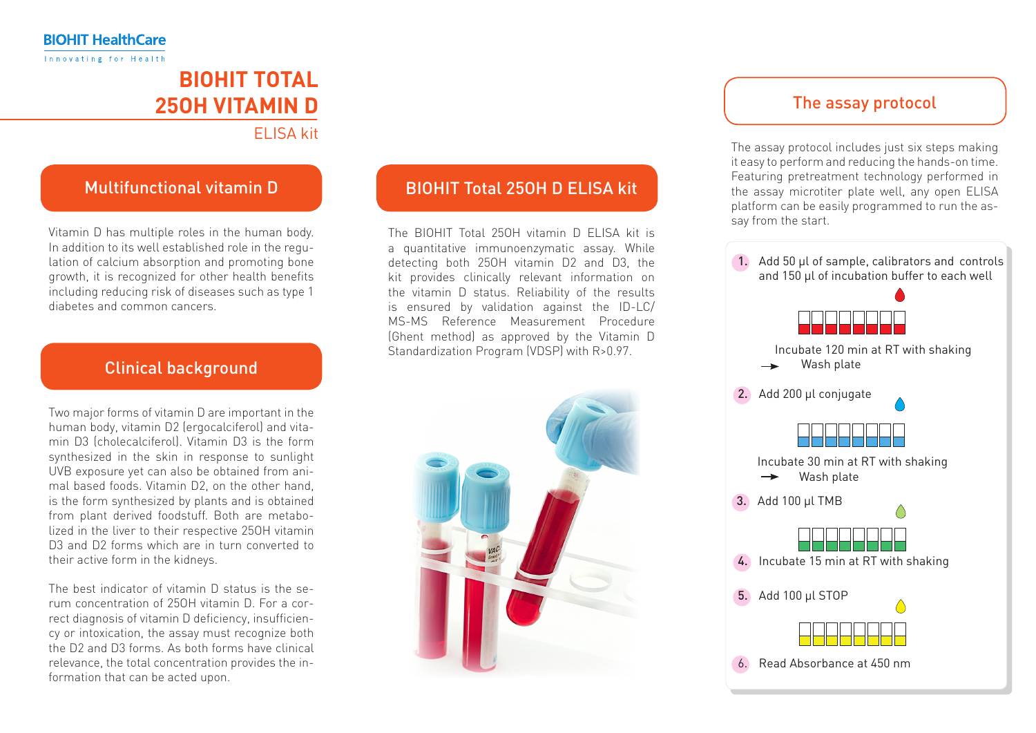BIOHIT HealthCare

Innovating for Health

# BIOHIT TOTAL 25OH VITAMIN D

ELISA kit

## Multifunctional vitamin D

Vitamin D has multiple roles in the human body. In addition to its well established role in the regulation of calcium absorption and promoting bone growth, it is recognized for other health benefits including reducing risk of diseases such as type 1 diabetes and common cancers.

## Clinical background

Two major forms of vitamin D are important in the human body, vitamin D2 (ergocalciferol) and vitamin D3 (cholecalciferol). Vitamin D3 is the form synthesized in the skin in response to sunlight UVB exposure yet can also be obtained from animal based foods. Vitamin D2, on the other hand, is the form synthesized by plants and is obtained from plant derived foodstuff. Both are metabolized in the liver to their respective 25OH vitamin D3 and D2 forms which are in turn converted to their active form in the kidneys.

The best indicator of vitamin D status is the serum concentration of 25OH vitamin D. For a correct diagnosis of vitamin D deficiency, insufficiency or intoxication, the assay must recognize both the D2 and D3 forms. As both forms have clinical relevance, the total concentration provides the information that can be acted upon.

## BIOHIT Total 25OH D ELISA kit

The BIOHIT Total 25OH vitamin D ELISA kit is a quantitative immunoenzymatic assay. While detecting both 25OH vitamin D2 and D3, the kit provides clinically relevant information on the vitamin D status. Reliability of the results is ensured by validation against the ID-LC/MS-MS Reference Measurement Procedure (Ghent method) as approved by the Vitamin D Standardization Program (VDSP) with R>0.97.

## The assay protocol

The assay protocol includes just six steps making it easy to perform and reducing the hands-on time. Featuring pretreatment technology performed in the assay microtiter plate well, any open ELISA platform can be easily programmed to run the assay from the start.

1. Add 50 µl of sample, calibrators and controls and 150 µl of incubation buffer to each well

   Incubate 120 min at RT with shaking

   → Wash plate

2. Add 200 µl conjugate

   Incubate 30 min at RT with shaking

   → Wash plate

3. Add 100 µl TMB

4. Incubate 15 min at RT with shaking

5. Add 100 µl STOP

6. Read Absorbance at 450 nm